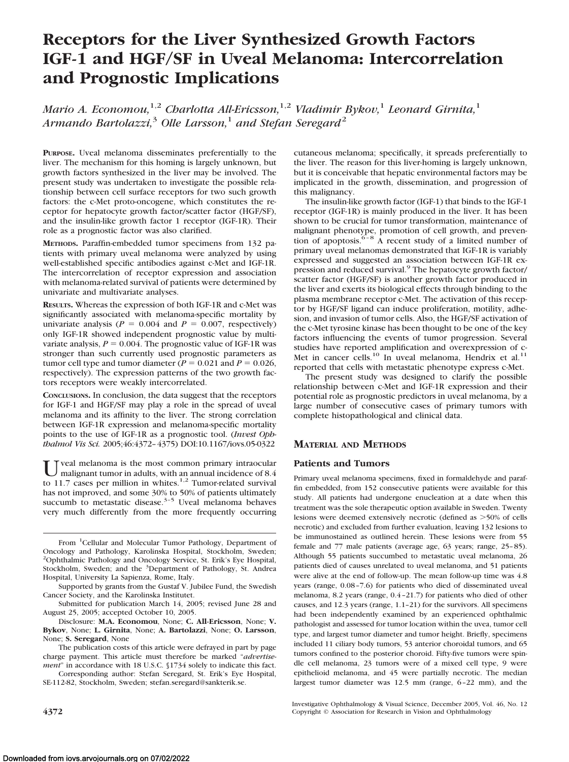# Receptors for the Liver Synthesized Growth Factors IGF-1 and HGF/SF in Uveal Melanoma: Intercorrelation and Prognostic Implications

*Mario A. Economou,[1,2] Charlotta All-Ericsson,[1,2] Vladimir Bykov,[1] Leonard Girnita,[1] Armando Bartolazzi,[3] Olle Larsson,[1] and Stefan Seregard[2]*

**PURPOSE.** Uveal melanoma disseminates preferentially to the liver. The mechanism for this homing is largely unknown, but growth factors synthesized in the liver may be involved. The present study was undertaken to investigate the possible relationship between cell surface receptors for two such growth factors: the c-Met proto-oncogene, which constitutes the receptor for hepatocyte growth factor/scatter factor (HGF/SF), and the insulin-like growth factor 1 receptor (IGF-1R). Their role as a prognostic factor was also clarified.

**METHODS.** Paraffin-embedded tumor specimens from 132 patients with primary uveal melanoma were analyzed by using well-established specific antibodies against c-Met and IGF-1R. The intercorrelation of receptor expression and association with melanoma-related survival of patients were determined by univariate and multivariate analyses.

**RESULTS.** Whereas the expression of both IGF-1R and c-Met was significantly associated with melanoma-specific mortality by univariate analysis ($P = 0.004$ and $P = 0.007$, respectively) only IGF-1R showed independent prognostic value by multivariate analysis, $P = 0.004$. The prognostic value of IGF-1R was stronger than such currently used prognostic parameters as tumor cell type and tumor diameter ($P = 0.021$ and $P = 0.026$, respectively). The expression patterns of the two growth factors receptors were weakly intercorrelated.

**CONCLUSIONS.** In conclusion, the data suggest that the receptors for IGF-1 and HGF/SF may play a role in the spread of uveal melanoma and its affinity to the liver. The strong correlation between IGF-1R expression and melanoma-specific mortality points to the use of IGF-1R as a prognostic tool. (*Invest Ophthalmol Vis Sci.* 2005;46:4372–4375) DOI:10.1167/iovs.05-0322

Uveal melanoma is the most common primary intraocular malignant tumor in adults, with an annual incidence of 8.4 to 11.7 cases per million in whites.[1,2] Tumor-related survival has not improved, and some 30% to 50% of patients ultimately succumb to metastatic disease.[3–5] Uveal melanoma behaves very much differently from the more frequently occurring cutaneous melanoma; specifically, it spreads preferentially to the liver. The reason for this liver-homing is largely unknown, but it is conceivable that hepatic environmental factors may be implicated in the growth, dissemination, and progression of this malignancy.

The insulin-like growth factor (IGF-1) that binds to the IGF-1 receptor (IGF-1R) is mainly produced in the liver. It has been shown to be crucial for tumor transformation, maintenance of malignant phenotype, promotion of cell growth, and prevention of apoptosis.[6–8] A recent study of a limited number of primary uveal melanomas demonstrated that IGF-1R is variably expressed and suggested an association between IGF-1R expression and reduced survival.[9] The hepatocyte growth factor/scatter factor (HGF/SF) is another growth factor produced in the liver and exerts its biological effects through binding to the plasma membrane receptor c-Met. The activation of this receptor by HGF/SF ligand can induce proliferation, motility, adhesion, and invasion of tumor cells. Also, the HGF/SF activation of the c-Met tyrosine kinase has been thought to be one of the key factors influencing the events of tumor progression. Several studies have reported amplification and overexpression of c-Met in cancer cells.[10] In uveal melanoma, Hendrix et al.[11] reported that cells with metastatic phenotype express c-Met.

The present study was designed to clarify the possible relationship between c-Met and IGF-1R expression and their potential role as prognostic predictors in uveal melanoma, by a large number of consecutive cases of primary tumors with complete histopathological and clinical data.

## MATERIAL AND METHODS

### Patients and Tumors

Primary uveal melanoma specimens, fixed in formaldehyde and paraffin embedded, from 152 consecutive patients were available for this study. All patients had undergone enucleation at a date when this treatment was the sole therapeutic option available in Sweden. Twenty lesions were deemed extensively necrotic (defined as >50% of cells necrotic) and excluded from further evaluation, leaving 132 lesions to be immunostained as outlined herein. These lesions were from 55 female and 77 male patients (average age, 63 years; range, 25–85). Although 55 patients succumbed to metastatic uveal melanoma, 26 patients died of causes unrelated to uveal melanoma, and 51 patients were alive at the end of follow-up. The mean follow-up time was 4.8 years (range, 0.08–7.6) for patients who died of disseminated uveal melanoma, 8.2 years (range, 0.4–21.7) for patients who died of other causes, and 12.3 years (range, 1.1–21) for the survivors. All specimens had been independently examined by an experienced ophthalmic pathologist and assessed for tumor location within the uvea, tumor cell type, and largest tumor diameter and tumor height. Briefly, specimens included 11 ciliary body tumors, 53 anterior choroidal tumors, and 65 tumors confined to the posterior choroid. Fifty-five tumors were spindle cell melanoma, 23 tumors were of a mixed cell type, 9 were epithelioid melanoma, and 45 were partially necrotic. The median largest tumor diameter was 12.5 mm (range, 6–22 mm), and the

---

From [1]Cellular and Molecular Tumor Pathology, Department of Oncology and Pathology, Karolinska Hospital, Stockholm, Sweden; [2]Ophthalmic Pathology and Oncology Service, St. Erik's Eye Hospital, Stockholm, Sweden; and the [3]Department of Pathology, St. Andrea Hospital, University La Sapienza, Rome, Italy.

Supported by grants from the Gustaf V. Jubilee Fund, the Swedish Cancer Society, and the Karolinska Institutet.

Submitted for publication March 14, 2005; revised June 28 and August 25, 2005; accepted October 10, 2005.

Disclosure: **M.A. Economou**, None; **C. All-Ericsson**, None; **V. Bykov**, None; **L. Girnita**, None; **A. Bartolazzi**, None; **O. Larsson**, None; **S. Seregard**, None

The publication costs of this article were defrayed in part by page charge payment. This article must therefore be marked "*advertisement*" in accordance with 18 U.S.C. §1734 solely to indicate this fact.

Corresponding author: Stefan Seregard, St. Erik's Eye Hospital, SE-112-82, Stockholm, Sweden; stefan.seregard@sankterik.se.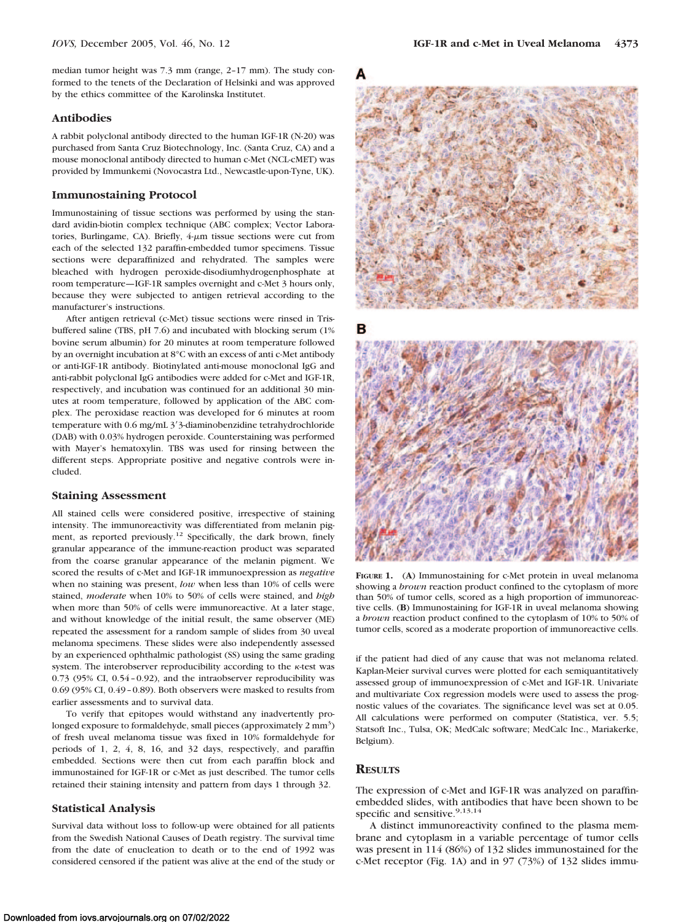median tumor height was 7.3 mm (range, 2–17 mm). The study conformed to the tenets of the Declaration of Helsinki and was approved by the ethics committee of the Karolinska Institutet.

## Antibodies

A rabbit polyclonal antibody directed to the human IGF-1R (N-20) was purchased from Santa Cruz Biotechnology, Inc. (Santa Cruz, CA) and a mouse monoclonal antibody directed to human c-Met (NCL-cMET) was provided by Immunkemi (Novocastra Ltd., Newcastle-upon-Tyne, UK).

## Immunostaining Protocol

Immunostaining of tissue sections was performed by using the standard avidin-biotin complex technique (ABC complex; Vector Laboratories, Burlingame, CA). Briefly, 4-$\mu$m tissue sections were cut from each of the selected 132 paraffin-embedded tumor specimens. Tissue sections were deparaffinized and rehydrated. The samples were bleached with hydrogen peroxide-disodiumhydrogenphosphate at room temperature—IGF-1R samples overnight and c-Met 3 hours only, because they were subjected to antigen retrieval according to the manufacturer's instructions.

After antigen retrieval (c-Met) tissue sections were rinsed in Tris-buffered saline (TBS, pH 7.6) and incubated with blocking serum (1% bovine serum albumin) for 20 minutes at room temperature followed by an overnight incubation at 8°C with an excess of anti c-Met antibody or anti-IGF-1R antibody. Biotinylated anti-mouse monoclonal IgG and anti-rabbit polyclonal IgG antibodies were added for c-Met and IGF-1R, respectively, and incubation was continued for an additional 30 minutes at room temperature, followed by application of the ABC complex. The peroxidase reaction was developed for 6 minutes at room temperature with 0.6 mg/mL 3′3-diaminobenzidine tetrahydrochloride (DAB) with 0.03% hydrogen peroxide. Counterstaining was performed with Mayer's hematoxylin. TBS was used for rinsing between the different steps. Appropriate positive and negative controls were included.

## Staining Assessment

All stained cells were considered positive, irrespective of staining intensity. The immunoreactivity was differentiated from melanin pigment, as reported previously.[12] Specifically, the dark brown, finely granular appearance of the immune-reaction product was separated from the coarse granular appearance of the melanin pigment. We scored the results of c-Met and IGF-1R immunoexpression as *negative* when no staining was present, *low* when less than 10% of cells were stained, *moderate* when 10% to 50% of cells were stained, and *high* when more than 50% of cells were immunoreactive. At a later stage, and without knowledge of the initial result, the same observer (ME) repeated the assessment for a random sample of slides from 30 uveal melanoma specimens. These slides were also independently assessed by an experienced ophthalmic pathologist (SS) using the same grading system. The interobserver reproducibility according to the $\kappa$-test was 0.73 (95% CI, 0.54–0.92), and the intraobserver reproducibility was 0.69 (95% CI, 0.49–0.89). Both observers were masked to results from earlier assessments and to survival data.

To verify that epitopes would withstand any inadvertently prolonged exposure to formaldehyde, small pieces (approximately 2 $mm^3$) of fresh uveal melanoma tissue was fixed in 10% formaldehyde for periods of 1, 2, 4, 8, 16, and 32 days, respectively, and paraffin embedded. Sections were then cut from each paraffin block and immunostained for IGF-1R or c-Met as just described. The tumor cells retained their staining intensity and pattern from days 1 through 32.

## Statistical Analysis

Survival data without loss to follow-up were obtained for all patients from the Swedish National Causes of Death registry. The survival time from the date of enucleation to death or to the end of 1992 was considered censored if the patient was alive at the end of the study or if the patient had died of any cause that was not melanoma related. Kaplan-Meier survival curves were plotted for each semiquantitatively assessed group of immunoexpression of c-Met and IGF-1R. Univariate and multivariate Cox regression models were used to assess the prognostic values of the covariates. The significance level was set at 0.05. All calculations were performed on computer (Statistica, ver. 5.5; Statsoft Inc., Tulsa, OK; MedCalc software; MedCalc Inc., Mariakerke, Belgium).

**Figure 1.** (**A**) Immunostaining for c-Met protein in uveal melanoma showing a *brown* reaction product confined to the cytoplasm of more than 50% of tumor cells, scored as a high proportion of immunoreactive cells. (**B**) Immunostaining for IGF-1R in uveal melanoma showing a *brown* reaction product confined to the cytoplasm of 10% to 50% of tumor cells, scored as a moderate proportion of immunoreactive cells.

# Results

The expression of c-Met and IGF-1R was analyzed on paraffin-embedded slides, with antibodies that have been shown to be specific and sensitive.[9,13,14]

A distinct immunoreactivity confined to the plasma membrane and cytoplasm in a variable percentage of tumor cells was present in 114 (86%) of 132 slides immunostained for the c-Met receptor (Fig. 1A) and in 97 (73%) of 132 slides immu-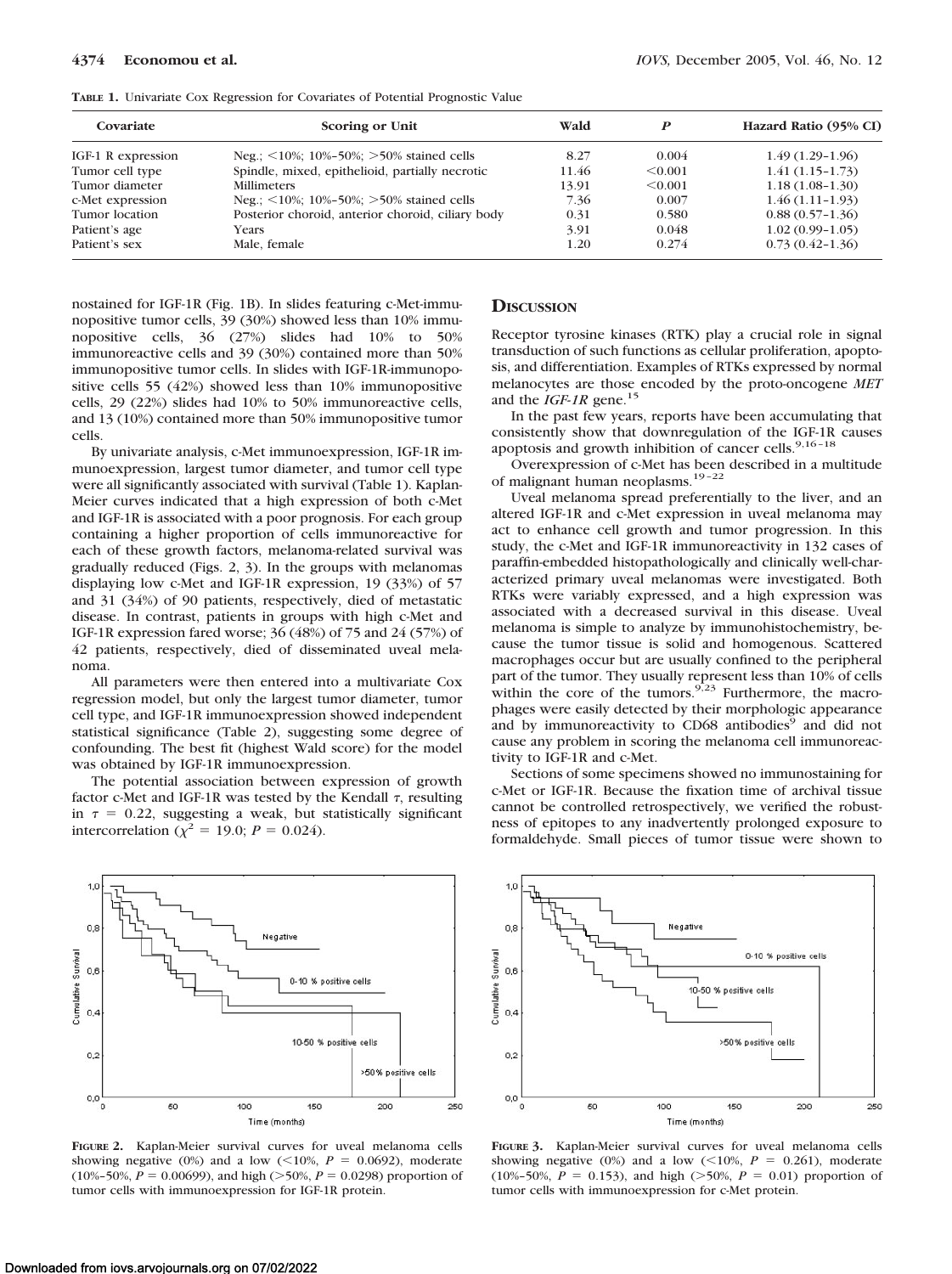**TABLE 1.** Univariate Cox Regression for Covariates of Potential Prognostic Value

| Covariate | Scoring or Unit | Wald | *P* | Hazard Ratio (95% CI) |
|---|---|---|---|---|
| IGF-1 R expression | Neg.; <10%; 10%–50%; >50% stained cells | 8.27 | 0.004 | 1.49 (1.29–1.96) |
| Tumor cell type | Spindle, mixed, epithelioid, partially necrotic | 11.46 | <0.001 | 1.41 (1.15–1.73) |
| Tumor diameter | Millimeters | 13.91 | <0.001 | 1.18 (1.08–1.30) |
| c-Met expression | Neg.; <10%; 10%–50%; >50% stained cells | 7.36 | 0.007 | 1.46 (1.11–1.93) |
| Tumor location | Posterior choroid, anterior choroid, ciliary body | 0.31 | 0.580 | 0.88 (0.57–1.36) |
| Patient's age | Years | 3.91 | 0.048 | 1.02 (0.99–1.05) |
| Patient's sex | Male, female | 1.20 | 0.274 | 0.73 (0.42–1.36) |

nostained for IGF-1R (Fig. 1B). In slides featuring c-Met-immunopositive tumor cells, 39 (30%) showed less than 10% immunopositive cells, 36 (27%) slides had 10% to 50% immunoreactive cells and 39 (30%) contained more than 50% immunopositive tumor cells. In slides with IGF-1R-immunopositive cells 55 (42%) showed less than 10% immunopositive cells, 29 (22%) slides had 10% to 50% immunoreactive cells, and 13 (10%) contained more than 50% immunopositive tumor cells.

By univariate analysis, c-Met immunoexpression, IGF-1R immunoexpression, largest tumor diameter, and tumor cell type were all significantly associated with survival (Table 1). Kaplan-Meier curves indicated that a high expression of both c-Met and IGF-1R is associated with a poor prognosis. For each group containing a higher proportion of cells immunoreactive for each of these growth factors, melanoma-related survival was gradually reduced (Figs. 2, 3). In the groups with melanomas displaying low c-Met and IGF-1R expression, 19 (33%) of 57 and 31 (34%) of 90 patients, respectively, died of metastatic disease. In contrast, patients in groups with high c-Met and IGF-1R expression fared worse; 36 (48%) of 75 and 24 (57%) of 42 patients, respectively, died of disseminated uveal melanoma.

All parameters were then entered into a multivariate Cox regression model, but only the largest tumor diameter, tumor cell type, and IGF-1R immunoexpression showed independent statistical significance (Table 2), suggesting some degree of confounding. The best fit (highest Wald score) for the model was obtained by IGF-1R immunoexpression.

The potential association between expression of growth factor c-Met and IGF-1R was tested by the Kendall $\tau$, resulting in $\tau = 0.22$, suggesting a weak, but statistically significant intercorrelation ($\chi^2 = 19.0$; $P = 0.024$).

## Discussion

Receptor tyrosine kinases (RTK) play a crucial role in signal transduction of such functions as cellular proliferation, apoptosis, and differentiation. Examples of RTKs expressed by normal melanocytes are those encoded by the proto-oncogene *MET* and the *IGF-1R* gene.[15]

In the past few years, reports have been accumulating that consistently show that downregulation of the IGF-1R causes apoptosis and growth inhibition of cancer cells.[9,16–18]

Overexpression of c-Met has been described in a multitude of malignant human neoplasms.[19–22]

Uveal melanoma spread preferentially to the liver, and an altered IGF-1R and c-Met expression in uveal melanoma may act to enhance cell growth and tumor progression. In this study, the c-Met and IGF-1R immunoreactivity in 132 cases of paraffin-embedded histopathologically and clinically well-characterized primary uveal melanomas were investigated. Both RTKs were variably expressed, and a high expression was associated with a decreased survival in this disease. Uveal melanoma is simple to analyze by immunohistochemistry, because the tumor tissue is solid and homogenous. Scattered macrophages occur but are usually confined to the peripheral part of the tumor. They usually represent less than 10% of cells within the core of the tumors.[9,23] Furthermore, the macrophages were easily detected by their morphologic appearance and by immunoreactivity to CD68 antibodies[9] and did not cause any problem in scoring the melanoma cell immunoreactivity to IGF-1R and c-Met.

Sections of some specimens showed no immunostaining for c-Met or IGF-1R. Because the fixation time of archival tissue cannot be controlled retrospectively, we verified the robustness of epitopes to any inadvertently prolonged exposure to formaldehyde. Small pieces of tumor tissue were shown to

**FIGURE 2.** Kaplan-Meier survival curves for uveal melanoma cells showing negative (0%) and a low (<10%, $P = 0.0692$), moderate (10%–50%, $P = 0.00699$), and high (>50%, $P = 0.0298$) proportion of tumor cells with immunoexpression for IGF-1R protein.

**FIGURE 3.** Kaplan-Meier survival curves for uveal melanoma cells showing negative (0%) and a low (<10%, $P = 0.261$), moderate (10%–50%, $P = 0.153$), and high (>50%, $P = 0.01$) proportion of tumor cells with immunoexpression for c-Met protein.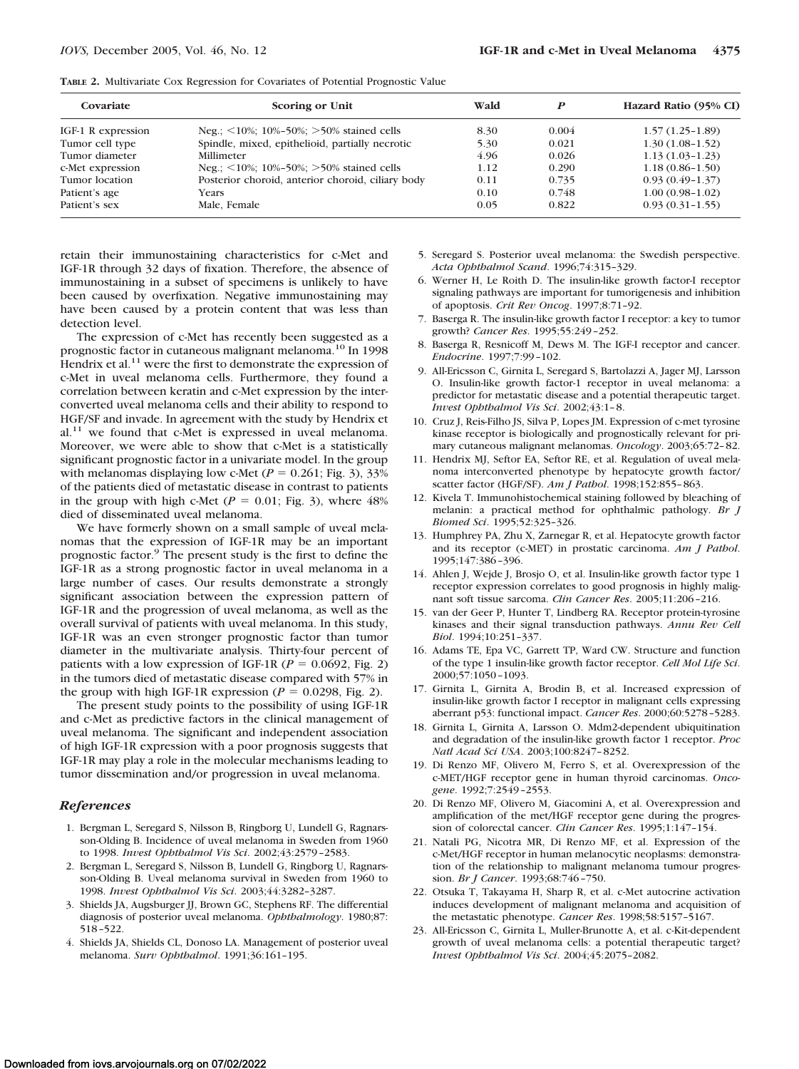**TABLE 2.** Multivariate Cox Regression for Covariates of Potential Prognostic Value

| Covariate | Scoring or Unit | Wald | *P* | Hazard Ratio (95% CI) |
|---|---|---|---|---|
| IGF-1 R expression | Neg.; <10%; 10%–50%; >50% stained cells | 8.30 | 0.004 | 1.57 (1.25–1.89) |
| Tumor cell type | Spindle, mixed, epithelioid, partially necrotic | 5.30 | 0.021 | 1.30 (1.08–1.52) |
| Tumor diameter | Millimeter | 4.96 | 0.026 | 1.13 (1.03–1.23) |
| c-Met expression | Neg.; <10%; 10%–50%; >50% stained cells | 1.12 | 0.290 | 1.18 (0.86–1.50) |
| Tumor location | Posterior choroid, anterior choroid, ciliary body | 0.11 | 0.735 | 0.93 (0.49–1.37) |
| Patient's age | Years | 0.10 | 0.748 | 1.00 (0.98–1.02) |
| Patient's sex | Male, Female | 0.05 | 0.822 | 0.93 (0.31–1.55) |

retain their immunostaining characteristics for c-Met and IGF-1R through 32 days of fixation. Therefore, the absence of immunostaining in a subset of specimens is unlikely to have been caused by overfixation. Negative immunostaining may have been caused by a protein content that was less than detection level.

The expression of c-Met has recently been suggested as a prognostic factor in cutaneous malignant melanoma.[10] In 1998 Hendrix et al.[11] were the first to demonstrate the expression of c-Met in uveal melanoma cells. Furthermore, they found a correlation between keratin and c-Met expression by the interconverted uveal melanoma cells and their ability to respond to HGF/SF and invade. In agreement with the study by Hendrix et al.[11] we found that c-Met is expressed in uveal melanoma. Moreover, we were able to show that c-Met is a statistically significant prognostic factor in a univariate model. In the group with melanomas displaying low c-Met ($P = 0.261$; Fig. 3), 33% of the patients died of metastatic disease in contrast to patients in the group with high c-Met ($P = 0.01$; Fig. 3), where 48% died of disseminated uveal melanoma.

We have formerly shown on a small sample of uveal melanomas that the expression of IGF-1R may be an important prognostic factor.[9] The present study is the first to define the IGF-1R as a strong prognostic factor in uveal melanoma in a large number of cases. Our results demonstrate a strongly significant association between the expression pattern of IGF-1R and the progression of uveal melanoma, as well as the overall survival of patients with uveal melanoma. In this study, IGF-1R was an even stronger prognostic factor than tumor diameter in the multivariate analysis. Thirty-four percent of patients with a low expression of IGF-1R ($P = 0.0692$, Fig. 2) in the tumors died of metastatic disease compared with 57% in the group with high IGF-1R expression ($P = 0.0298$, Fig. 2).

The present study points to the possibility of using IGF-1R and c-Met as predictive factors in the clinical management of uveal melanoma. The significant and independent association of high IGF-1R expression with a poor prognosis suggests that IGF-1R may play a role in the molecular mechanisms leading to tumor dissemination and/or progression in uveal melanoma.

## *References*

1. Bergman L, Seregard S, Nilsson B, Ringborg U, Lundell G, Ragnarsson-Olding B. Incidence of uveal melanoma in Sweden from 1960 to 1998. *Invest Ophthalmol Vis Sci*. 2002;43:2579–2583.
2. Bergman L, Seregard S, Nilsson B, Lundell G, Ringborg U, Ragnarsson-Olding B. Uveal melanoma survival in Sweden from 1960 to 1998. *Invest Ophthalmol Vis Sci*. 2003;44:3282–3287.
3. Shields JA, Augsburger JJ, Brown GC, Stephens RF. The differential diagnosis of posterior uveal melanoma. *Ophthalmology*. 1980;87: 518–522.
4. Shields JA, Shields CL, Donoso LA. Management of posterior uveal melanoma. *Surv Ophthalmol*. 1991;36:161–195.
5. Seregard S. Posterior uveal melanoma: the Swedish perspective. *Acta Ophthalmol Scand*. 1996;74:315–329.
6. Werner H, Le Roith D. The insulin-like growth factor-I receptor signaling pathways are important for tumorigenesis and inhibition of apoptosis. *Crit Rev Oncog*. 1997;8:71–92.
7. Baserga R. The insulin-like growth factor I receptor: a key to tumor growth? *Cancer Res*. 1995;55:249–252.
8. Baserga R, Resnicoff M, Dews M. The IGF-I receptor and cancer. *Endocrine*. 1997;7:99–102.
9. All-Ericsson C, Girnita L, Seregard S, Bartolazzi A, Jager MJ, Larsson O. Insulin-like growth factor-1 receptor in uveal melanoma: a predictor for metastatic disease and a potential therapeutic target. *Invest Ophthalmol Vis Sci*. 2002;43:1–8.
10. Cruz J, Reis-Filho JS, Silva P, Lopes JM. Expression of c-met tyrosine kinase receptor is biologically and prognostically relevant for primary cutaneous malignant melanomas. *Oncology*. 2003;65:72–82.
11. Hendrix MJ, Seftor EA, Seftor RE, et al. Regulation of uveal melanoma interconverted phenotype by hepatocyte growth factor/scatter factor (HGF/SF). *Am J Pathol*. 1998;152:855–863.
12. Kivela T. Immunohistochemical staining followed by bleaching of melanin: a practical method for ophthalmic pathology. *Br J Biomed Sci*. 1995;52:325–326.
13. Humphrey PA, Zhu X, Zarnegar R, et al. Hepatocyte growth factor and its receptor (c-MET) in prostatic carcinoma. *Am J Pathol*. 1995;147:386–396.
14. Ahlen J, Wejde J, Brosjo O, et al. Insulin-like growth factor type 1 receptor expression correlates to good prognosis in highly malignant soft tissue sarcoma. *Clin Cancer Res*. 2005;11:206–216.
15. van der Geer P, Hunter T, Lindberg RA. Receptor protein-tyrosine kinases and their signal transduction pathways. *Annu Rev Cell Biol*. 1994;10:251–337.
16. Adams TE, Epa VC, Garrett TP, Ward CW. Structure and function of the type 1 insulin-like growth factor receptor. *Cell Mol Life Sci*. 2000;57:1050–1093.
17. Girnita L, Girnita A, Brodin B, et al. Increased expression of insulin-like growth factor I receptor in malignant cells expressing aberrant p53: functional impact. *Cancer Res*. 2000;60:5278–5283.
18. Girnita L, Girnita A, Larsson O. Mdm2-dependent ubiquitination and degradation of the insulin-like growth factor 1 receptor. *Proc Natl Acad Sci USA*. 2003;100:8247–8252.
19. Di Renzo MF, Olivero M, Ferro S, et al. Overexpression of the c-MET/HGF receptor gene in human thyroid carcinomas. *Oncogene*. 1992;7:2549–2553.
20. Di Renzo MF, Olivero M, Giacomini A, et al. Overexpression and amplification of the met/HGF receptor gene during the progression of colorectal cancer. *Clin Cancer Res*. 1995;1:147–154.
21. Natali PG, Nicotra MR, Di Renzo MF, et al. Expression of the c-Met/HGF receptor in human melanocytic neoplasms: demonstration of the relationship to malignant melanoma tumour progression. *Br J Cancer*. 1993;68:746–750.
22. Otsuka T, Takayama H, Sharp R, et al. c-Met autocrine activation induces development of malignant melanoma and acquisition of the metastatic phenotype. *Cancer Res*. 1998;58:5157–5167.
23. All-Ericsson C, Girnita L, Muller-Brunotte A, et al. c-Kit-dependent growth of uveal melanoma cells: a potential therapeutic target? *Invest Ophthalmol Vis Sci*. 2004;45:2075–2082.